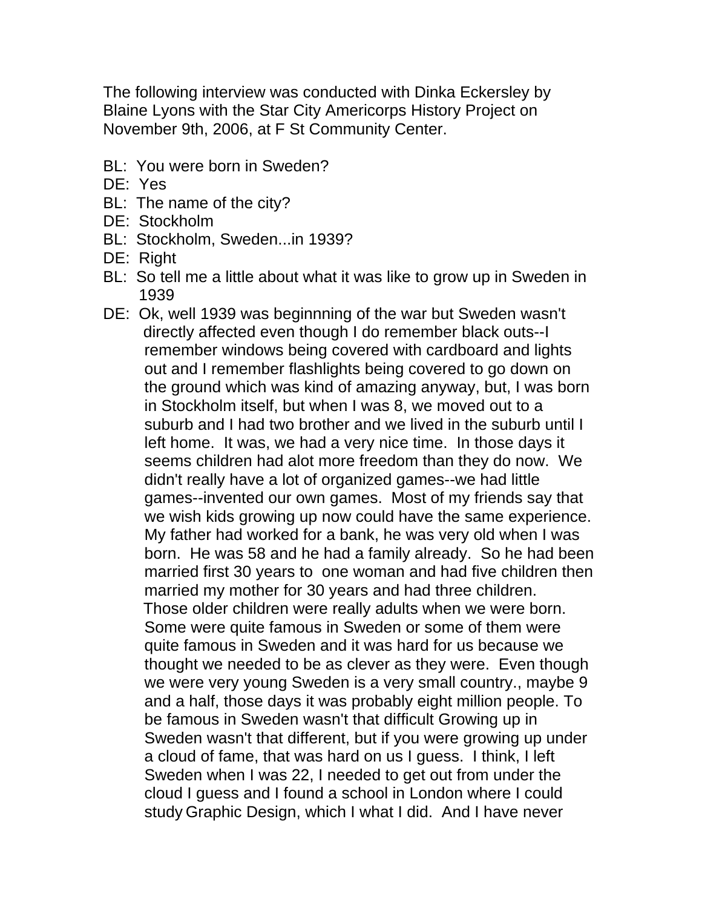The following interview was conducted with Dinka Eckersley by Blaine Lyons with the Star City Americorps History Project on November 9th, 2006, at F St Community Center.

BL: You were born in Sweden?

DE: Yes

BL: The name of the city?

DE: Stockholm

BL: Stockholm, Sweden...in 1939?

DE: Right

BL: So tell me a little about what it was like to grow up in Sweden in 1939

DE: Ok, well 1939 was beginnning of the war but Sweden wasn't directly affected even though I do remember black outs--I remember windows being covered with cardboard and lights out and I remember flashlights being covered to go down on the ground which was kind of amazing anyway, but, I was born in Stockholm itself, but when I was 8, we moved out to a suburb and I had two brother and we lived in the suburb until I left home. It was, we had a very nice time. In those days it seems children had alot more freedom than they do now. We didn't really have a lot of organized games--we had little games--invented our own games. Most of my friends say that we wish kids growing up now could have the same experience. My father had worked for a bank, he was very old when I was born. He was 58 and he had a family already. So he had been married first 30 years to one woman and had five children then married my mother for 30 years and had three children. Those older children were really adults when we were born. Some were quite famous in Sweden or some of them were quite famous in Sweden and it was hard for us because we thought we needed to be as clever as they were. Even though we were very young Sweden is a very small country., maybe 9 and a half, those days it was probably eight million people. To be famous in Sweden wasn't that difficult Growing up in Sweden wasn't that different, but if you were growing up under a cloud of fame, that was hard on us I guess. I think, I left Sweden when I was 22, I needed to get out from under the cloud I guess and I found a school in London where I could study Graphic Design, which I what I did. And I have never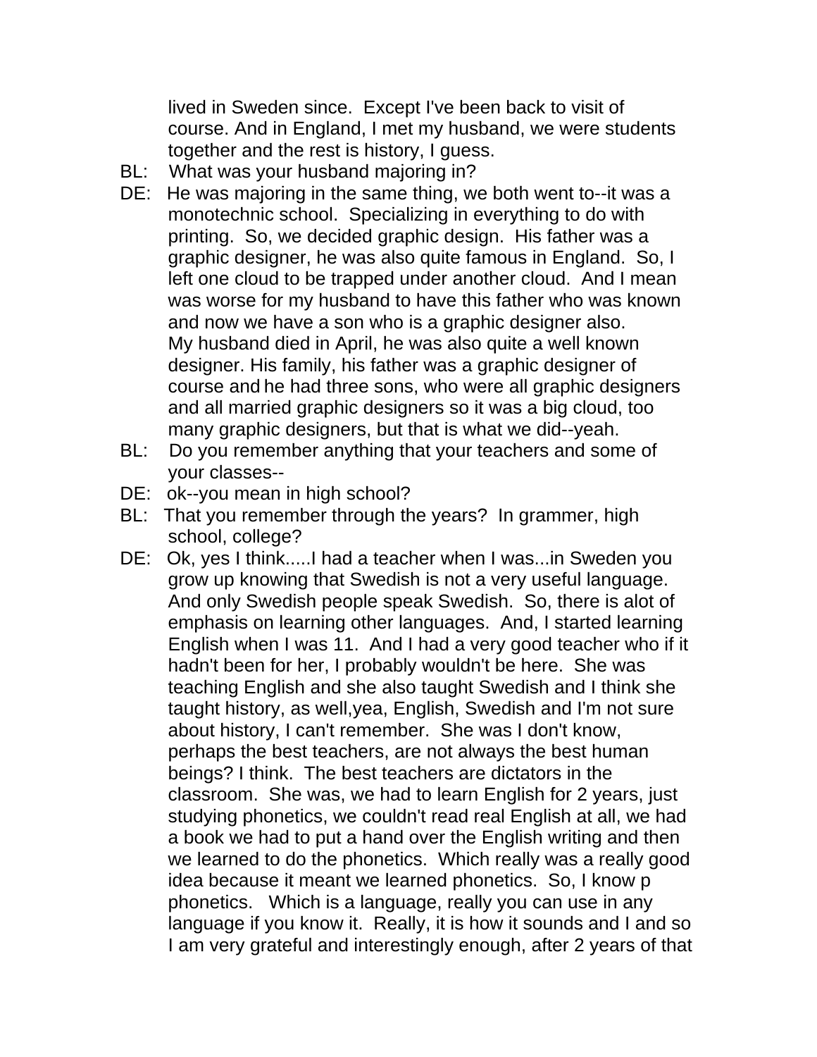lived in Sweden since. Except I've been back to visit of course. And in England, I met my husband, we were students together and the rest is history, I guess.

BL: What was your husband majoring in?

DE: He was majoring in the same thing, we both went to--it was a monotechnic school. Specializing in everything to do with printing. So, we decided graphic design. His father was a graphic designer, he was also quite famous in England. So, I left one cloud to be trapped under another cloud. And I mean was worse for my husband to have this father who was known and now we have a son who is a graphic designer also. My husband died in April, he was also quite a well known designer. His family, his father was a graphic designer of course and he had three sons, who were all graphic designers and all married graphic designers so it was a big cloud, too many graphic designers, but that is what we did--yeah.

BL: Do you remember anything that your teachers and some of your classes--

DE: ok--you mean in high school?

BL: That you remember through the years? In grammer, high school, college?

DE: Ok, yes I think.....I had a teacher when I was...in Sweden you grow up knowing that Swedish is not a very useful language. And only Swedish people speak Swedish. So, there is alot of emphasis on learning other languages. And, I started learning English when I was 11. And I had a very good teacher who if it hadn't been for her, I probably wouldn't be here. She was teaching English and she also taught Swedish and I think she taught history, as well,yea, English, Swedish and I'm not sure about history, I can't remember. She was I don't know, perhaps the best teachers, are not always the best human beings? I think. The best teachers are dictators in the classroom. She was, we had to learn English for 2 years, just studying phonetics, we couldn't read real English at all, we had a book we had to put a hand over the English writing and then we learned to do the phonetics. Which really was a really good idea because it meant we learned phonetics. So, I know p phonetics. Which is a language, really you can use in any language if you know it. Really, it is how it sounds and I and so I am very grateful and interestingly enough, after 2 years of that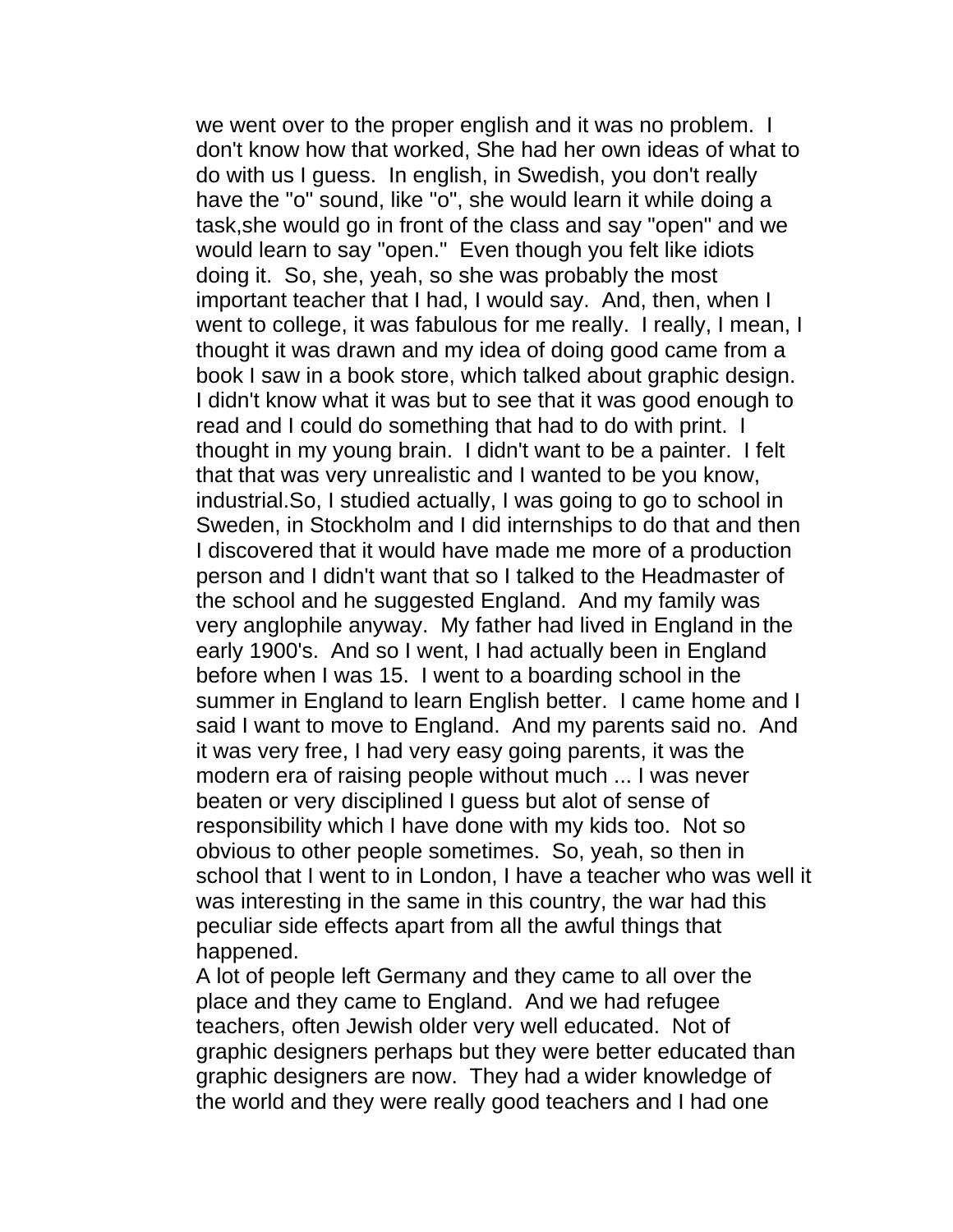we went over to the proper english and it was no problem. I don't know how that worked, She had her own ideas of what to do with us I guess. In english, in Swedish, you don't really have the "o" sound, like "o", she would learn it while doing a task,she would go in front of the class and say "open" and we would learn to say "open." Even though you felt like idiots doing it. So, she, yeah, so she was probably the most important teacher that I had, I would say. And, then, when I went to college, it was fabulous for me really. I really, I mean, I thought it was drawn and my idea of doing good came from a book I saw in a book store, which talked about graphic design. I didn't know what it was but to see that it was good enough to read and I could do something that had to do with print. I thought in my young brain. I didn't want to be a painter. I felt that that was very unrealistic and I wanted to be you know, industrial.So, I studied actually, I was going to go to school in Sweden, in Stockholm and I did internships to do that and then I discovered that it would have made me more of a production person and I didn't want that so I talked to the Headmaster of the school and he suggested England. And my family was very anglophile anyway. My father had lived in England in the early 1900's. And so I went, I had actually been in England before when I was 15. I went to a boarding school in the summer in England to learn English better. I came home and I said I want to move to England. And my parents said no. And it was very free, I had very easy going parents, it was the modern era of raising people without much ... I was never beaten or very disciplined I guess but alot of sense of responsibility which I have done with my kids too. Not so obvious to other people sometimes. So, yeah, so then in school that I went to in London, I have a teacher who was well it was interesting in the same in this country, the war had this peculiar side effects apart from all the awful things that happened.

A lot of people left Germany and they came to all over the place and they came to England. And we had refugee teachers, often Jewish older very well educated. Not of graphic designers perhaps but they were better educated than graphic designers are now. They had a wider knowledge of the world and they were really good teachers and I had one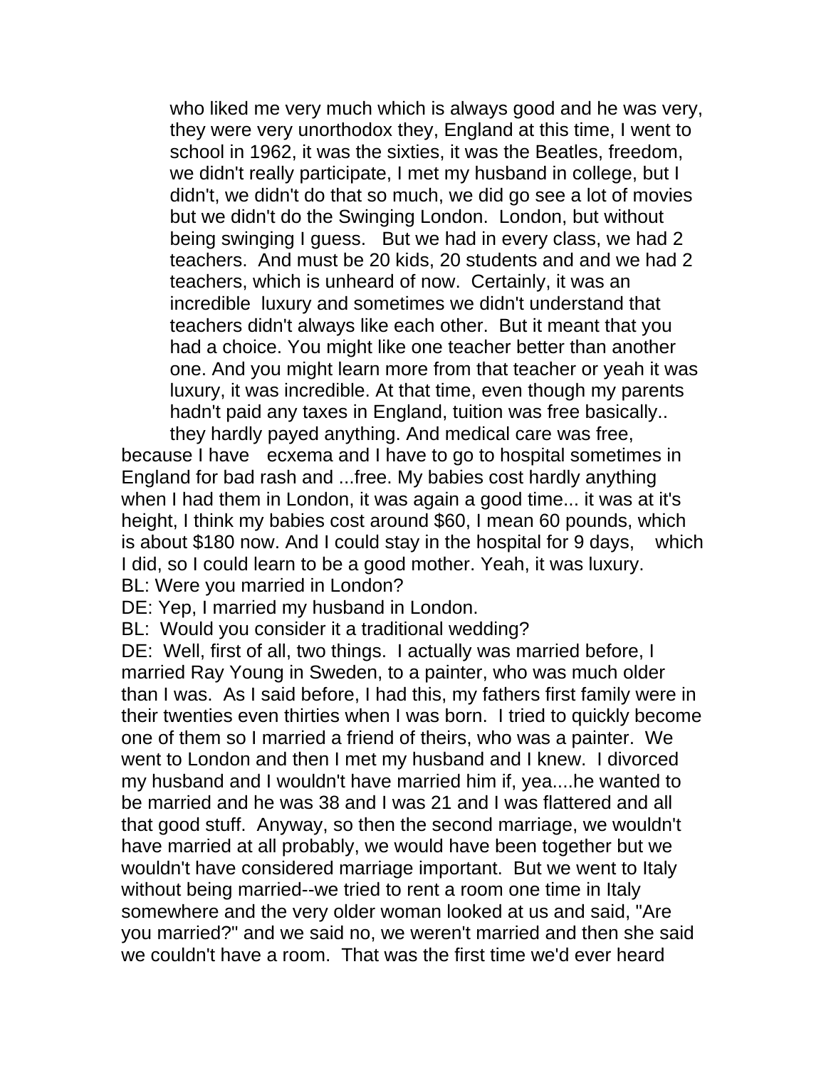who liked me very much which is always good and he was very, they were very unorthodox they, England at this time, I went to school in 1962, it was the sixties, it was the Beatles, freedom, we didn't really participate, I met my husband in college, but I didn't, we didn't do that so much, we did go see a lot of movies but we didn't do the Swinging London. London, but without being swinging I guess. But we had in every class, we had 2 teachers. And must be 20 kids, 20 students and and we had 2 teachers, which is unheard of now. Certainly, it was an incredible luxury and sometimes we didn't understand that teachers didn't always like each other. But it meant that you had a choice. You might like one teacher better than another one. And you might learn more from that teacher or yeah it was luxury, it was incredible. At that time, even though my parents hadn't paid any taxes in England, tuition was free basically.. they hardly payed anything. And medical care was free, because I have ecxema and I have to go to hospital sometimes in England for bad rash and ...free. My babies cost hardly anything when I had them in London, it was again a good time... it was at it's height, I think my babies cost around $60, I mean 60 pounds, which is about $180 now. And I could stay in the hospital for 9 days, which I did, so I could learn to be a good mother. Yeah, it was luxury.

BL: Were you married in London?

DE: Yep, I married my husband in London.

BL: Would you consider it a traditional wedding?

DE: Well, first of all, two things. I actually was married before, I married Ray Young in Sweden, to a painter, who was much older than I was. As I said before, I had this, my fathers first family were in their twenties even thirties when I was born. I tried to quickly become one of them so I married a friend of theirs, who was a painter. We went to London and then I met my husband and I knew. I divorced my husband and I wouldn't have married him if, yea....he wanted to be married and he was 38 and I was 21 and I was flattered and all that good stuff. Anyway, so then the second marriage, we wouldn't have married at all probably, we would have been together but we wouldn't have considered marriage important. But we went to Italy without being married--we tried to rent a room one time in Italy somewhere and the very older woman looked at us and said, "Are you married?" and we said no, we weren't married and then she said we couldn't have a room. That was the first time we'd ever heard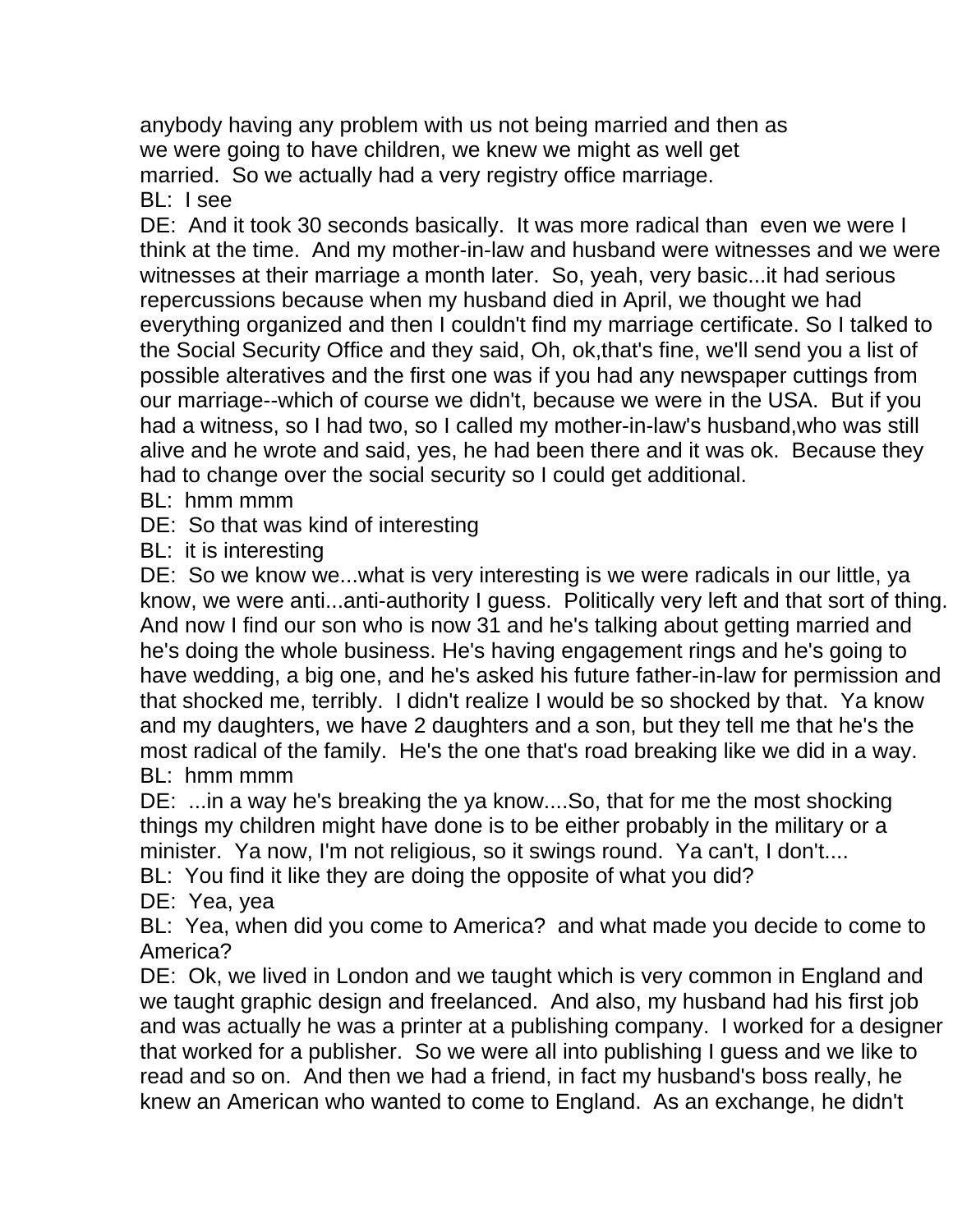anybody having any problem with us not being married and then as we were going to have children, we knew we might as well get married. So we actually had a very registry office marriage.

BL: I see

DE: And it took 30 seconds basically. It was more radical than even we were I think at the time. And my mother-in-law and husband were witnesses and we were witnesses at their marriage a month later. So, yeah, very basic...it had serious repercussions because when my husband died in April, we thought we had everything organized and then I couldn't find my marriage certificate. So I talked to the Social Security Office and they said, Oh, ok,that's fine, we'll send you a list of possible alteratives and the first one was if you had any newspaper cuttings from our marriage--which of course we didn't, because we were in the USA. But if you had a witness, so I had two, so I called my mother-in-law's husband,who was still alive and he wrote and said, yes, he had been there and it was ok. Because they had to change over the social security so I could get additional.

BL: hmm mmm

DE: So that was kind of interesting

BL: it is interesting

DE: So we know we...what is very interesting is we were radicals in our little, ya know, we were anti...anti-authority I guess. Politically very left and that sort of thing. And now I find our son who is now 31 and he's talking about getting married and he's doing the whole business. He's having engagement rings and he's going to have wedding, a big one, and he's asked his future father-in-law for permission and that shocked me, terribly. I didn't realize I would be so shocked by that. Ya know and my daughters, we have 2 daughters and a son, but they tell me that he's the most radical of the family. He's the one that's road breaking like we did in a way.

BL: hmm mmm

DE: ...in a way he's breaking the ya know....So, that for me the most shocking things my children might have done is to be either probably in the military or a minister. Ya now, I'm not religious, so it swings round. Ya can't, I don't....

BL: You find it like they are doing the opposite of what you did?

DE: Yea, yea

BL: Yea, when did you come to America? and what made you decide to come to America?

DE: Ok, we lived in London and we taught which is very common in England and we taught graphic design and freelanced. And also, my husband had his first job and was actually he was a printer at a publishing company. I worked for a designer that worked for a publisher. So we were all into publishing I guess and we like to read and so on. And then we had a friend, in fact my husband's boss really, he knew an American who wanted to come to England. As an exchange, he didn't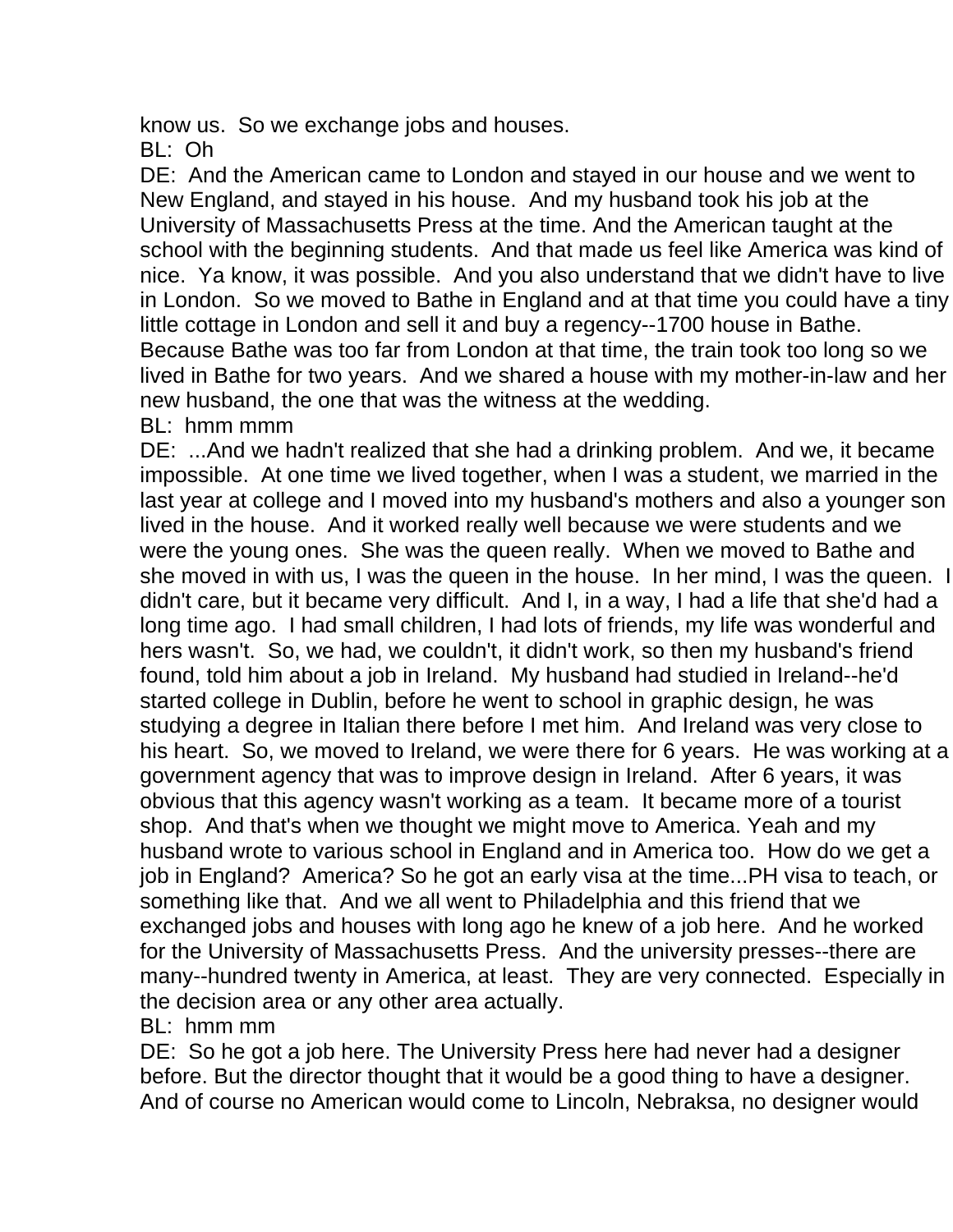know us.  So we exchange jobs and houses.

BL:  Oh

DE:  And the American came to London and stayed in our house and we went to New England, and stayed in his house.  And my husband took his job at the University of Massachusetts Press at the time. And the American taught at the school with the beginning students.  And that made us feel like America was kind of nice.  Ya know, it was possible.  And you also understand that we didn't have to live in London.  So we moved to Bathe in England and at that time you could have a tiny little cottage in London and sell it and buy a regency--1700 house in Bathe.  Because Bathe was too far from London at that time, the train took too long so we lived in Bathe for two years.  And we shared a house with my mother-in-law and her new husband, the one that was the witness at the wedding.

BL:  hmm mmm

DE:  ...And we hadn't realized that she had a drinking problem.  And we, it became impossible.  At one time we lived together, when I was a student, we married in the last year at college and I moved into my husband's mothers and also a younger son lived in the house.  And it worked really well because we were students and we were the young ones.  She was the queen really.  When we moved to Bathe and she moved in with us, I was the queen in the house.  In her mind, I was the queen.  I didn't care, but it became very difficult.  And I, in a way, I had a life that she'd had a long time ago.  I had small children, I had lots of friends, my life was wonderful and hers wasn't.  So, we had, we couldn't, it didn't work, so then my husband's friend found, told him about a job in Ireland.  My husband had studied in Ireland--he'd started college in Dublin, before he went to school in graphic design, he was studying a degree in Italian there before I met him.  And Ireland was very close to his heart.  So, we moved to Ireland, we were there for 6 years.  He was working at a government agency that was to improve design in Ireland.  After 6 years, it was obvious that this agency wasn't working as a team.  It became more of a tourist shop.  And that's when we thought we might move to America. Yeah and my husband wrote to various school in England and in America too.  How do we get a job in England?  America? So he got an early visa at the time...PH visa to teach, or something like that.  And we all went to Philadelphia and this friend that we exchanged jobs and houses with long ago he knew of a job here.  And he worked for the University of Massachusetts Press.  And the university presses--there are many--hundred twenty in America, at least.  They are very connected.  Especially in the decision area or any other area actually.

BL:  hmm mm

DE:  So he got a job here. The University Press here had never had a designer before. But the director thought that it would be a good thing to have a designer.  And of course no American would come to Lincoln, Nebraksa, no designer would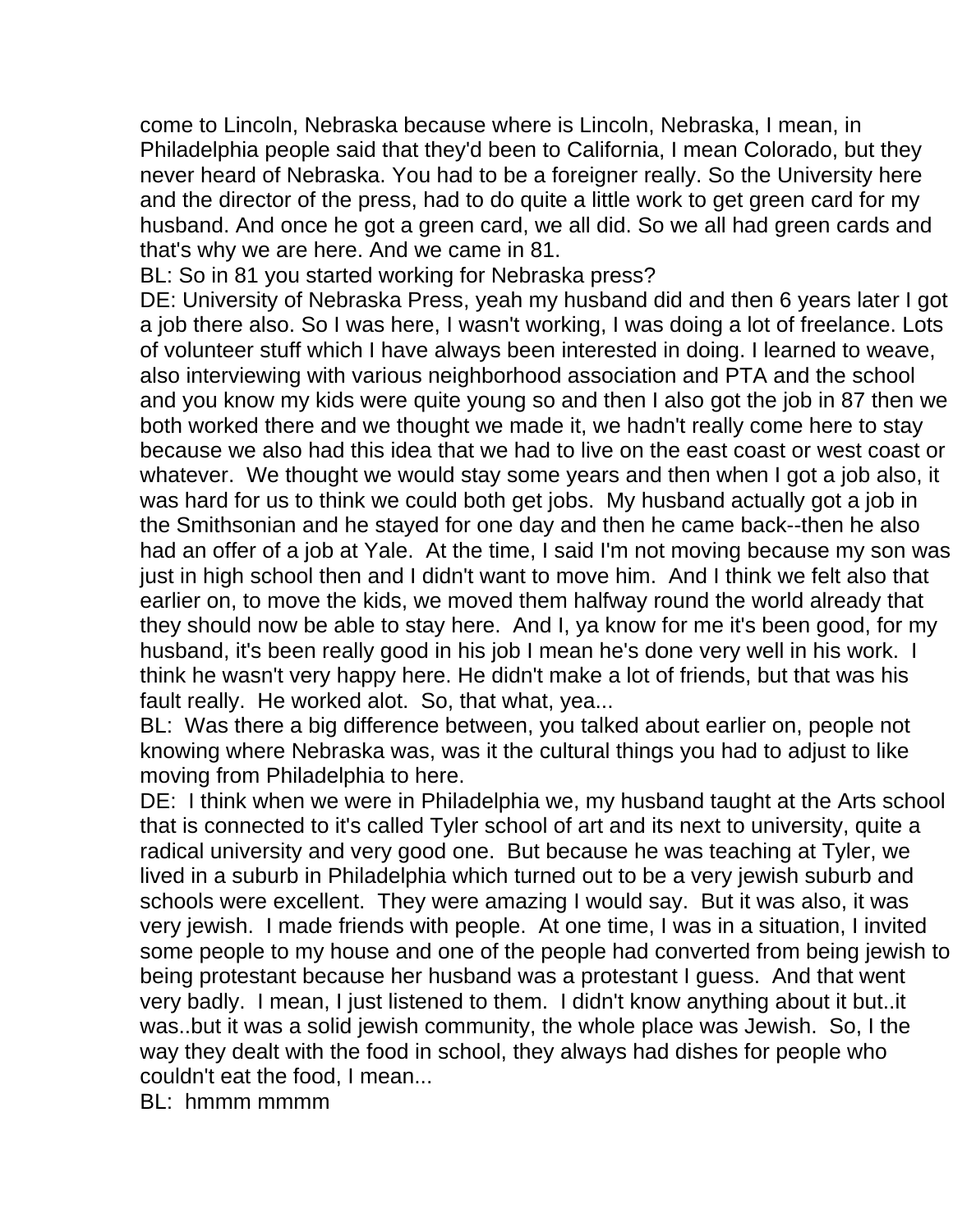come to Lincoln, Nebraska because where is Lincoln, Nebraska, I mean, in Philadelphia people said that they'd been to California, I mean Colorado, but they never heard of Nebraska. You had to be a foreigner really. So the University here and the director of the press, had to do quite a little work to get green card for my husband. And once he got a green card, we all did. So we all had green cards and that's why we are here. And we came in 81.

BL: So in 81 you started working for Nebraska press?

DE: University of Nebraska Press, yeah my husband did and then 6 years later I got a job there also. So I was here, I wasn't working, I was doing a lot of freelance. Lots of volunteer stuff which I have always been interested in doing. I learned to weave, also interviewing with various neighborhood association and PTA and the school and you know my kids were quite young so and then I also got the job in 87 then we both worked there and we thought we made it, we hadn't really come here to stay because we also had this idea that we had to live on the east coast or west coast or whatever. We thought we would stay some years and then when I got a job also, it was hard for us to think we could both get jobs. My husband actually got a job in the Smithsonian and he stayed for one day and then he came back--then he also had an offer of a job at Yale. At the time, I said I'm not moving because my son was just in high school then and I didn't want to move him. And I think we felt also that earlier on, to move the kids, we moved them halfway round the world already that they should now be able to stay here. And I, ya know for me it's been good, for my husband, it's been really good in his job I mean he's done very well in his work. I think he wasn't very happy here. He didn't make a lot of friends, but that was his fault really. He worked alot. So, that what, yea...

BL: Was there a big difference between, you talked about earlier on, people not knowing where Nebraska was, was it the cultural things you had to adjust to like moving from Philadelphia to here.

DE: I think when we were in Philadelphia we, my husband taught at the Arts school that is connected to it's called Tyler school of art and its next to university, quite a radical university and very good one. But because he was teaching at Tyler, we lived in a suburb in Philadelphia which turned out to be a very jewish suburb and schools were excellent. They were amazing I would say. But it was also, it was very jewish. I made friends with people. At one time, I was in a situation, I invited some people to my house and one of the people had converted from being jewish to being protestant because her husband was a protestant I guess. And that went very badly. I mean, I just listened to them. I didn't know anything about it but..it was..but it was a solid jewish community, the whole place was Jewish. So, I the way they dealt with the food in school, they always had dishes for people who couldn't eat the food, I mean...

BL: hmmm mmmm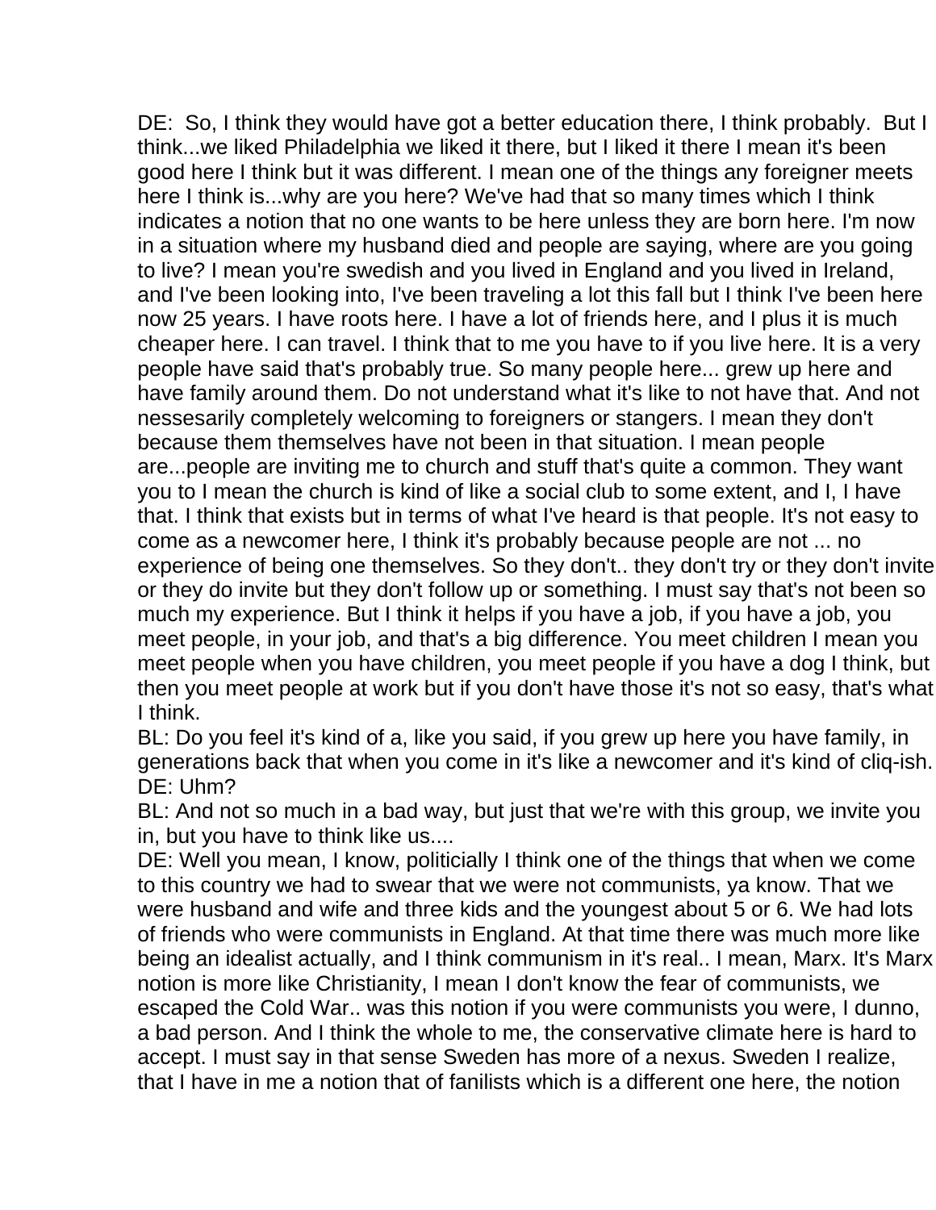DE:  So, I think they would have got a better education there, I think probably.  But I think...we liked Philadelphia we liked it there, but I liked it there I mean it's been good here I think but it was different. I mean one of the things any foreigner meets here I think is...why are you here? We've had that so many times which I think indicates a notion that no one wants to be here unless they are born here. I'm now in a situation where my husband died and people are saying, where are you going to live? I mean you're swedish and you lived in England and you lived in Ireland, and I've been looking into, I've been traveling a lot this fall but I think I've been here now 25 years. I have roots here. I have a lot of friends here, and I plus it is much cheaper here. I can travel. I think that to me you have to if you live here. It is a very people have said that's probably true. So many people here... grew up here and have family around them. Do not understand what it's like to not have that. And not nessesarily completely welcoming to foreigners or stangers. I mean they don't because them themselves have not been in that situation. I mean people are...people are inviting me to church and stuff that's quite a common. They want you to I mean the church is kind of like a social club to some extent, and I, I have that. I think that exists but in terms of what I've heard is that people. It's not easy to come as a newcomer here, I think it's probably because people are not ... no experience of being one themselves. So they don't.. they don't try or they don't invite or they do invite but they don't follow up or something. I must say that's not been so much my experience. But I think it helps if you have a job, if you have a job, you meet people, in your job, and that's a big difference. You meet children I mean you meet people when you have children, you meet people if you have a dog I think, but then you meet people at work but if you don't have those it's not so easy, that's what I think.

BL: Do you feel it's kind of a, like you said, if you grew up here you have family, in generations back that when you come in it's like a newcomer and it's kind of cliq-ish.

DE: Uhm?

BL: And not so much in a bad way, but just that we're with this group, we invite you in, but you have to think like us....

DE: Well you mean, I know, politicially I think one of the things that when we come to this country we had to swear that we were not communists, ya know. That we were husband and wife and three kids and the youngest about 5 or 6. We had lots of friends who were communists in England. At that time there was much more like being an idealist actually, and I think communism in it's real.. I mean, Marx. It's Marx notion is more like Christianity, I mean I don't know the fear of communists, we escaped the Cold War.. was this notion if you were communists you were, I dunno, a bad person. And I think the whole to me, the conservative climate here is hard to accept. I must say in that sense Sweden has more of a nexus. Sweden I realize, that I have in me a notion that of fanilists which is a different one here, the notion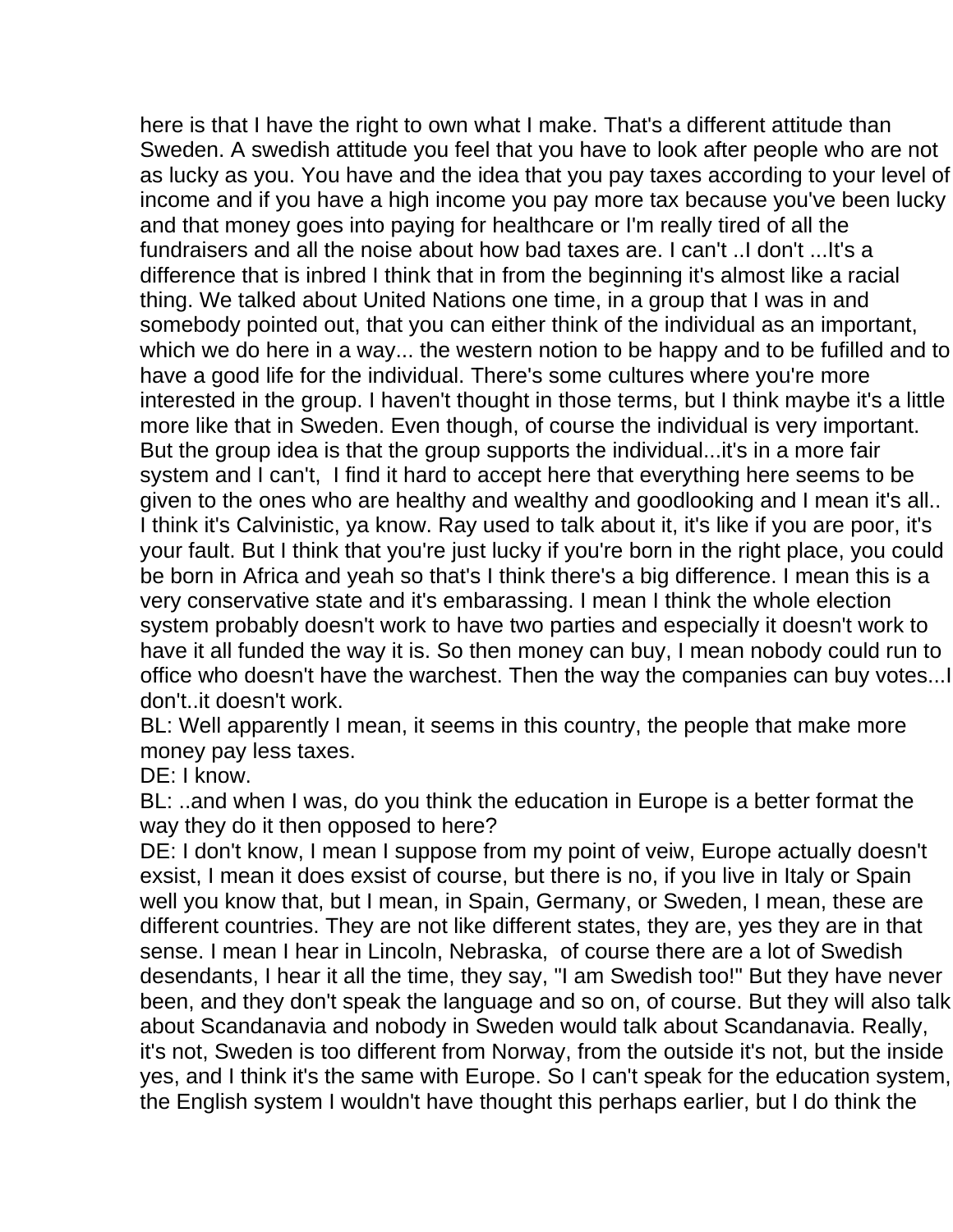here is that I have the right to own what I make. That's a different attitude than Sweden. A swedish attitude you feel that you have to look after people who are not as lucky as you. You have and the idea that you pay taxes according to your level of income and if you have a high income you pay more tax because you've been lucky and that money goes into paying for healthcare or I'm really tired of all the fundraisers and all the noise about how bad taxes are. I can't ..I don't ...It's a difference that is inbred I think that in from the beginning it's almost like a racial thing. We talked about United Nations one time, in a group that I was in and somebody pointed out, that you can either think of the individual as an important, which we do here in a way... the western notion to be happy and to be fufilled and to have a good life for the individual. There's some cultures where you're more interested in the group. I haven't thought in those terms, but I think maybe it's a little more like that in Sweden. Even though, of course the individual is very important. But the group idea is that the group supports the individual...it's in a more fair system and I can't, I find it hard to accept here that everything here seems to be given to the ones who are healthy and wealthy and goodlooking and I mean it's all.. I think it's Calvinistic, ya know. Ray used to talk about it, it's like if you are poor, it's your fault. But I think that you're just lucky if you're born in the right place, you could be born in Africa and yeah so that's I think there's a big difference. I mean this is a very conservative state and it's embarassing. I mean I think the whole election system probably doesn't work to have two parties and especially it doesn't work to have it all funded the way it is. So then money can buy, I mean nobody could run to office who doesn't have the warchest. Then the way the companies can buy votes...I don't..it doesn't work.

BL: Well apparently I mean, it seems in this country, the people that make more money pay less taxes.

DE: I know.

BL: ..and when I was, do you think the education in Europe is a better format the way they do it then opposed to here?

DE: I don't know, I mean I suppose from my point of veiw, Europe actually doesn't exsist, I mean it does exsist of course, but there is no, if you live in Italy or Spain well you know that, but I mean, in Spain, Germany, or Sweden, I mean, these are different countries. They are not like different states, they are, yes they are in that sense. I mean I hear in Lincoln, Nebraska, of course there are a lot of Swedish desendants, I hear it all the time, they say, "I am Swedish too!" But they have never been, and they don't speak the language and so on, of course. But they will also talk about Scandanavia and nobody in Sweden would talk about Scandanavia. Really, it's not, Sweden is too different from Norway, from the outside it's not, but the inside yes, and I think it's the same with Europe. So I can't speak for the education system, the English system I wouldn't have thought this perhaps earlier, but I do think the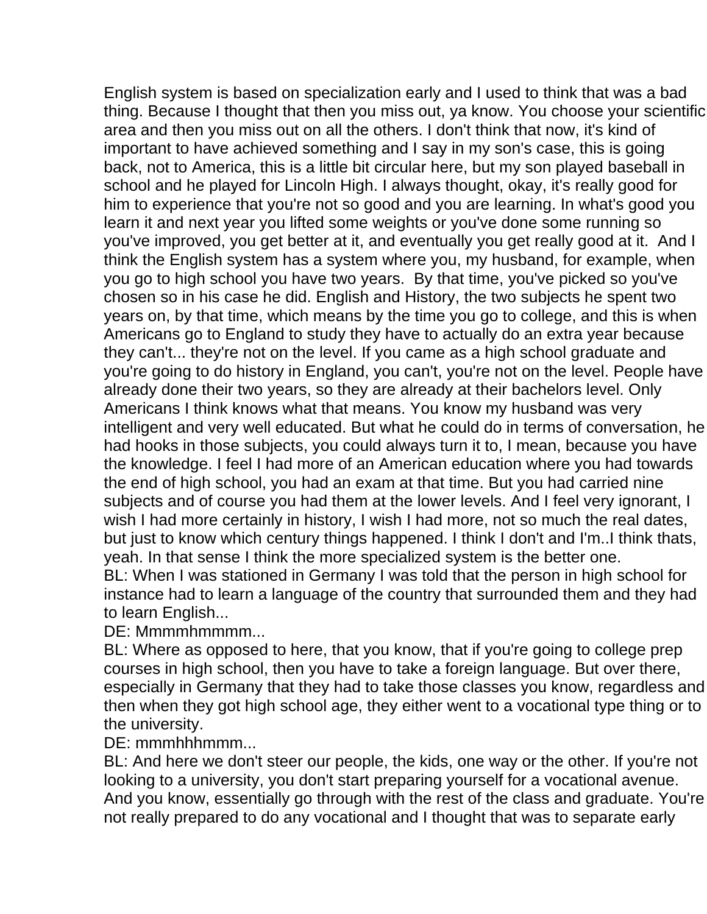English system is based on specialization early and I used to think that was a bad thing. Because I thought that then you miss out, ya know. You choose your scientific area and then you miss out on all the others. I don't think that now, it's kind of important to have achieved something and I say in my son's case, this is going back, not to America, this is a little bit circular here, but my son played baseball in school and he played for Lincoln High. I always thought, okay, it's really good for him to experience that you're not so good and you are learning. In what's good you learn it and next year you lifted some weights or you've done some running so you've improved, you get better at it, and eventually you get really good at it. And I think the English system has a system where you, my husband, for example, when you go to high school you have two years. By that time, you've picked so you've chosen so in his case he did. English and History, the two subjects he spent two years on, by that time, which means by the time you go to college, and this is when Americans go to England to study they have to actually do an extra year because they can't... they're not on the level. If you came as a high school graduate and you're going to do history in England, you can't, you're not on the level. People have already done their two years, so they are already at their bachelors level. Only Americans I think knows what that means. You know my husband was very intelligent and very well educated. But what he could do in terms of conversation, he had hooks in those subjects, you could always turn it to, I mean, because you have the knowledge. I feel I had more of an American education where you had towards the end of high school, you had an exam at that time. But you had carried nine subjects and of course you had them at the lower levels. And I feel very ignorant, I wish I had more certainly in history, I wish I had more, not so much the real dates, but just to know which century things happened. I think I don't and I'm..I think thats, yeah. In that sense I think the more specialized system is the better one.

BL: When I was stationed in Germany I was told that the person in high school for instance had to learn a language of the country that surrounded them and they had to learn English...

DE: Mmmmhmmmm...

BL: Where as opposed to here, that you know, that if you're going to college prep courses in high school, then you have to take a foreign language. But over there, especially in Germany that they had to take those classes you know, regardless and then when they got high school age, they either went to a vocational type thing or to the university.

DE: mmmhhhmmm...

BL: And here we don't steer our people, the kids, one way or the other. If you're not looking to a university, you don't start preparing yourself for a vocational avenue. And you know, essentially go through with the rest of the class and graduate. You're not really prepared to do any vocational and I thought that was to separate early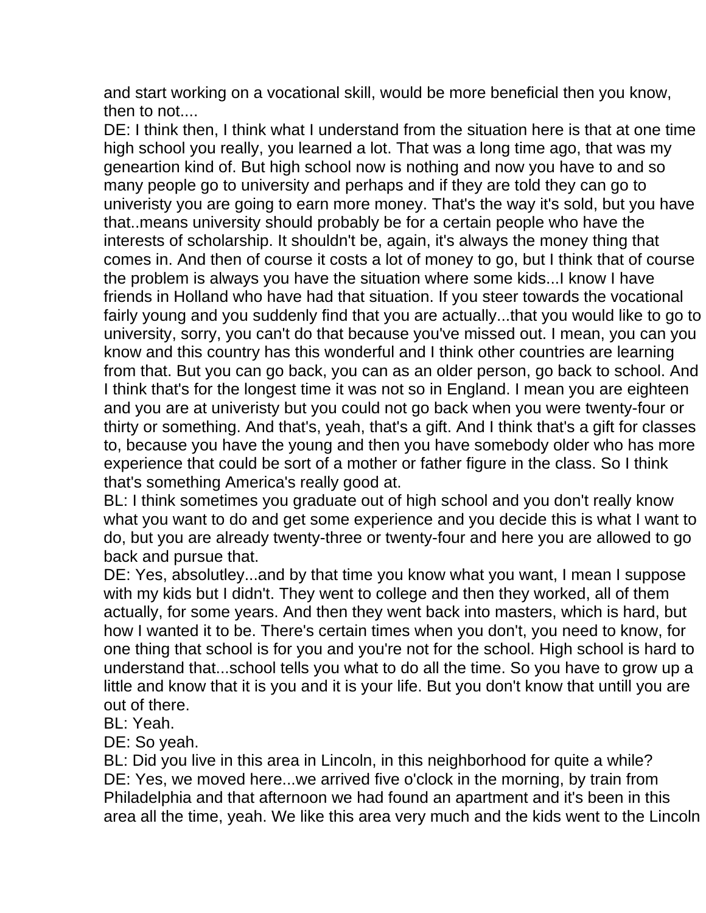and start working on a vocational skill, would be more beneficial then you know, then to not....

DE: I think then, I think what I understand from the situation here is that at one time high school you really, you learned a lot. That was a long time ago, that was my geneartion kind of. But high school now is nothing and now you have to and so many people go to university and perhaps and if they are told they can go to univeristy you are going to earn more money. That's the way it's sold, but you have that..means university should probably be for a certain people who have the interests of scholarship. It shouldn't be, again, it's always the money thing that comes in. And then of course it costs a lot of money to go, but I think that of course the problem is always you have the situation where some kids...I know I have friends in Holland who have had that situation. If you steer towards the vocational fairly young and you suddenly find that you are actually...that you would like to go to university, sorry, you can't do that because you've missed out. I mean, you can you know and this country has this wonderful and I think other countries are learning from that. But you can go back, you can as an older person, go back to school. And I think that's for the longest time it was not so in England. I mean you are eighteen and you are at univeristy but you could not go back when you were twenty-four or thirty or something. And that's, yeah, that's a gift. And I think that's a gift for classes to, because you have the young and then you have somebody older who has more experience that could be sort of a mother or father figure in the class. So I think that's something America's really good at.

BL: I think sometimes you graduate out of high school and you don't really know what you want to do and get some experience and you decide this is what I want to do, but you are already twenty-three or twenty-four and here you are allowed to go back and pursue that.

DE: Yes, absolutley...and by that time you know what you want, I mean I suppose with my kids but I didn't. They went to college and then they worked, all of them actually, for some years. And then they went back into masters, which is hard, but how I wanted it to be. There's certain times when you don't, you need to know, for one thing that school is for you and you're not for the school. High school is hard to understand that...school tells you what to do all the time. So you have to grow up a little and know that it is you and it is your life. But you don't know that untill you are out of there.

BL: Yeah.

DE: So yeah.

BL: Did you live in this area in Lincoln, in this neighborhood for quite a while?

DE: Yes, we moved here...we arrived five o'clock in the morning, by train from Philadelphia and that afternoon we had found an apartment and it's been in this area all the time, yeah. We like this area very much and the kids went to the Lincoln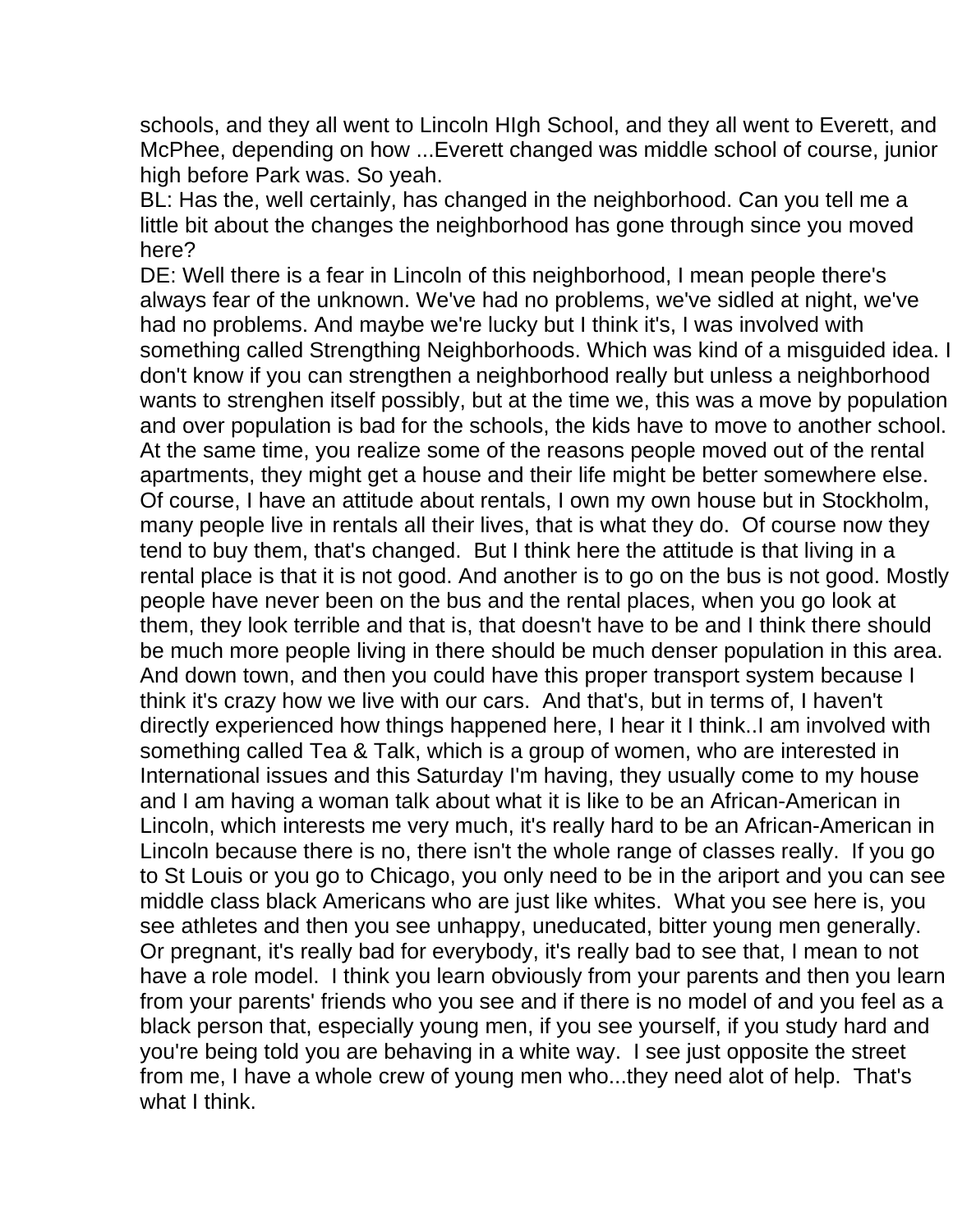schools, and they all went to Lincoln HIgh School, and they all went to Everett, and McPhee, depending on how ...Everett changed was middle school of course, junior high before Park was. So yeah.

BL: Has the, well certainly, has changed in the neighborhood. Can you tell me a little bit about the changes the neighborhood has gone through since you moved here?

DE: Well there is a fear in Lincoln of this neighborhood, I mean people there's always fear of the unknown. We've had no problems, we've sidled at night, we've had no problems. And maybe we're lucky but I think it's, I was involved with something called Strengthing Neighborhoods. Which was kind of a misguided idea. I don't know if you can strengthen a neighborhood really but unless a neighborhood wants to strenghen itself possibly, but at the time we, this was a move by population and over population is bad for the schools, the kids have to move to another school. At the same time, you realize some of the reasons people moved out of the rental apartments, they might get a house and their life might be better somewhere else. Of course, I have an attitude about rentals, I own my own house but in Stockholm, many people live in rentals all their lives, that is what they do. Of course now they tend to buy them, that's changed. But I think here the attitude is that living in a rental place is that it is not good. And another is to go on the bus is not good. Mostly people have never been on the bus and the rental places, when you go look at them, they look terrible and that is, that doesn't have to be and I think there should be much more people living in there should be much denser population in this area. And down town, and then you could have this proper transport system because I think it's crazy how we live with our cars. And that's, but in terms of, I haven't directly experienced how things happened here, I hear it I think..I am involved with something called Tea & Talk, which is a group of women, who are interested in International issues and this Saturday I'm having, they usually come to my house and I am having a woman talk about what it is like to be an African-American in Lincoln, which interests me very much, it's really hard to be an African-American in Lincoln because there is no, there isn't the whole range of classes really. If you go to St Louis or you go to Chicago, you only need to be in the ariport and you can see middle class black Americans who are just like whites. What you see here is, you see athletes and then you see unhappy, uneducated, bitter young men generally. Or pregnant, it's really bad for everybody, it's really bad to see that, I mean to not have a role model. I think you learn obviously from your parents and then you learn from your parents' friends who you see and if there is no model of and you feel as a black person that, especially young men, if you see yourself, if you study hard and you're being told you are behaving in a white way. I see just opposite the street from me, I have a whole crew of young men who...they need alot of help. That's what I think.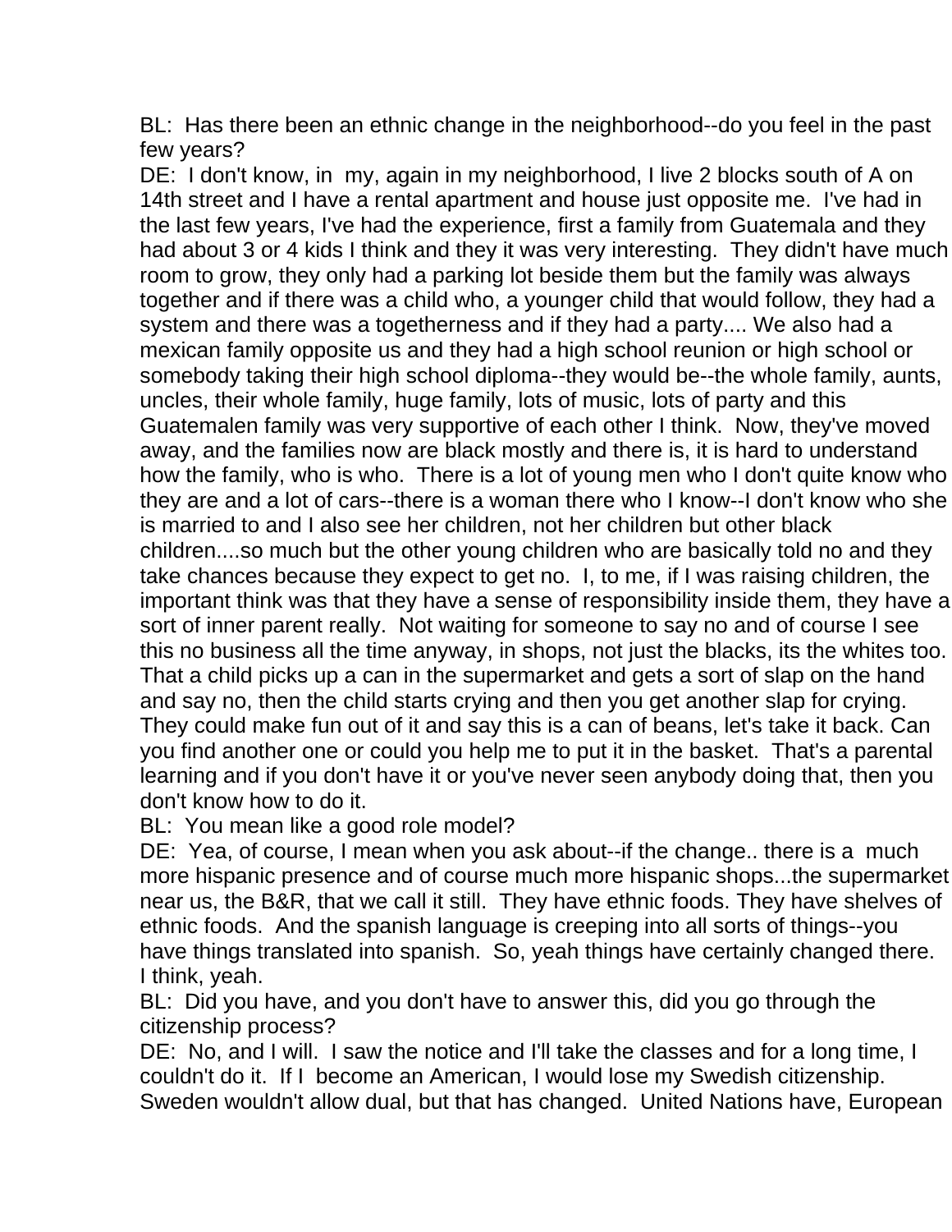BL: Has there been an ethnic change in the neighborhood--do you feel in the past few years?

DE: I don't know, in my, again in my neighborhood, I live 2 blocks south of A on 14th street and I have a rental apartment and house just opposite me. I've had in the last few years, I've had the experience, first a family from Guatemala and they had about 3 or 4 kids I think and they it was very interesting. They didn't have much room to grow, they only had a parking lot beside them but the family was always together and if there was a child who, a younger child that would follow, they had a system and there was a togetherness and if they had a party.... We also had a mexican family opposite us and they had a high school reunion or high school or somebody taking their high school diploma--they would be--the whole family, aunts, uncles, their whole family, huge family, lots of music, lots of party and this Guatemalen family was very supportive of each other I think. Now, they've moved away, and the families now are black mostly and there is, it is hard to understand how the family, who is who. There is a lot of young men who I don't quite know who they are and a lot of cars--there is a woman there who I know--I don't know who she is married to and I also see her children, not her children but other black children....so much but the other young children who are basically told no and they take chances because they expect to get no. I, to me, if I was raising children, the important think was that they have a sense of responsibility inside them, they have a sort of inner parent really. Not waiting for someone to say no and of course I see this no business all the time anyway, in shops, not just the blacks, its the whites too. That a child picks up a can in the supermarket and gets a sort of slap on the hand and say no, then the child starts crying and then you get another slap for crying. They could make fun out of it and say this is a can of beans, let's take it back. Can you find another one or could you help me to put it in the basket. That's a parental learning and if you don't have it or you've never seen anybody doing that, then you don't know how to do it.

BL: You mean like a good role model?

DE: Yea, of course, I mean when you ask about--if the change.. there is a much more hispanic presence and of course much more hispanic shops...the supermarket near us, the B&R, that we call it still. They have ethnic foods. They have shelves of ethnic foods. And the spanish language is creeping into all sorts of things--you have things translated into spanish. So, yeah things have certainly changed there. I think, yeah.

BL: Did you have, and you don't have to answer this, did you go through the citizenship process?

DE: No, and I will. I saw the notice and I'll take the classes and for a long time, I couldn't do it. If I become an American, I would lose my Swedish citizenship. Sweden wouldn't allow dual, but that has changed. United Nations have, European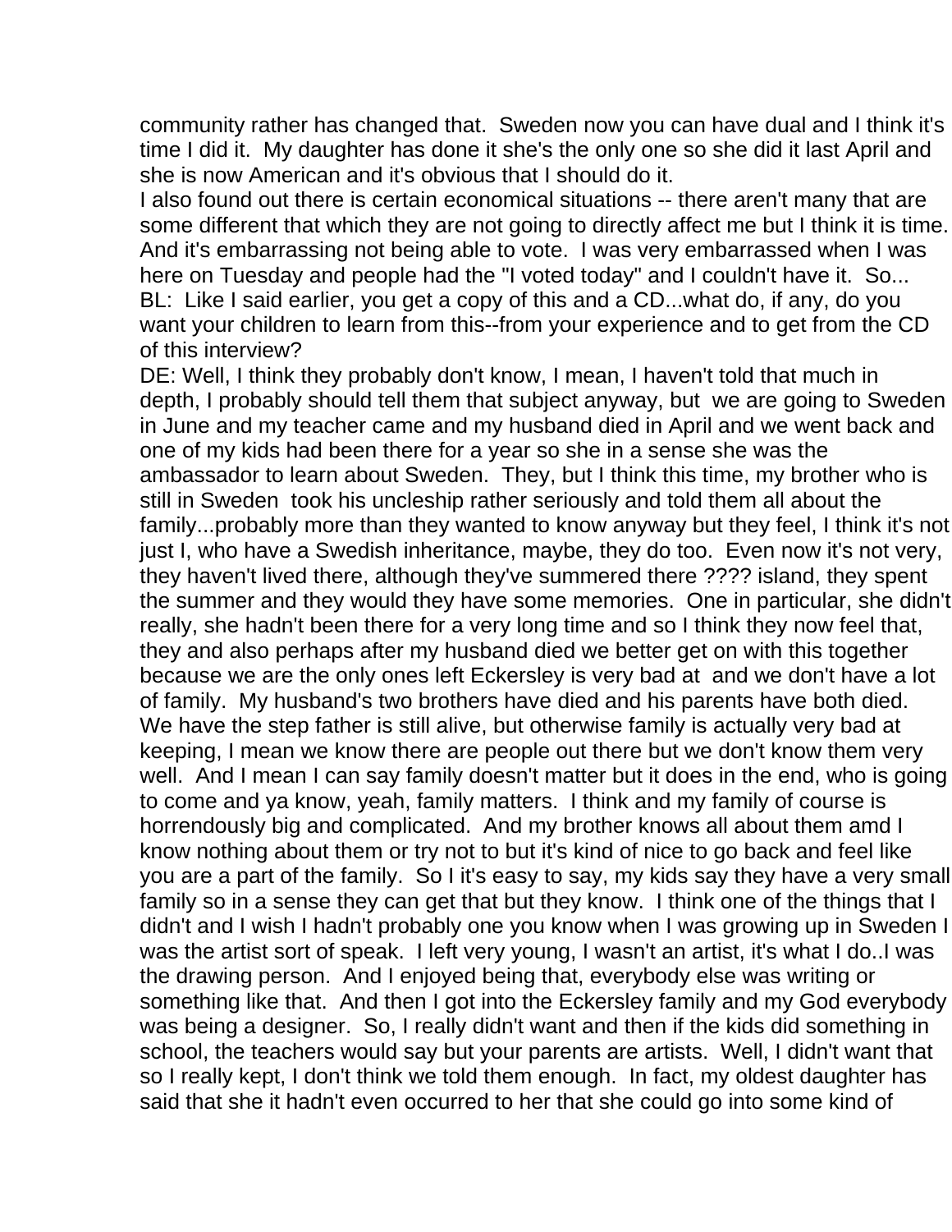community rather has changed that. Sweden now you can have dual and I think it's time I did it. My daughter has done it she's the only one so she did it last April and she is now American and it's obvious that I should do it.
I also found out there is certain economical situations -- there aren't many that are some different that which they are not going to directly affect me but I think it is time. And it's embarrassing not being able to vote. I was very embarrassed when I was here on Tuesday and people had the "I voted today" and I couldn't have it. So...
BL: Like I said earlier, you get a copy of this and a CD...what do, if any, do you want your children to learn from this--from your experience and to get from the CD of this interview?
DE: Well, I think they probably don't know, I mean, I haven't told that much in depth, I probably should tell them that subject anyway, but we are going to Sweden in June and my teacher came and my husband died in April and we went back and one of my kids had been there for a year so she in a sense she was the ambassador to learn about Sweden. They, but I think this time, my brother who is still in Sweden took his uncleship rather seriously and told them all about the family...probably more than they wanted to know anyway but they feel, I think it's not just I, who have a Swedish inheritance, maybe, they do too. Even now it's not very, they haven't lived there, although they've summered there ???? island, they spent the summer and they would they have some memories. One in particular, she didn't really, she hadn't been there for a very long time and so I think they now feel that, they and also perhaps after my husband died we better get on with this together because we are the only ones left Eckersley is very bad at and we don't have a lot of family. My husband's two brothers have died and his parents have both died. We have the step father is still alive, but otherwise family is actually very bad at keeping, I mean we know there are people out there but we don't know them very well. And I mean I can say family doesn't matter but it does in the end, who is going to come and ya know, yeah, family matters. I think and my family of course is horrendously big and complicated. And my brother knows all about them amd I know nothing about them or try not to but it's kind of nice to go back and feel like you are a part of the family. So I it's easy to say, my kids say they have a very small family so in a sense they can get that but they know. I think one of the things that I didn't and I wish I hadn't probably one you know when I was growing up in Sweden I was the artist sort of speak. I left very young, I wasn't an artist, it's what I do..I was the drawing person. And I enjoyed being that, everybody else was writing or something like that. And then I got into the Eckersley family and my God everybody was being a designer. So, I really didn't want and then if the kids did something in school, the teachers would say but your parents are artists. Well, I didn't want that so I really kept, I don't think we told them enough. In fact, my oldest daughter has said that she it hadn't even occurred to her that she could go into some kind of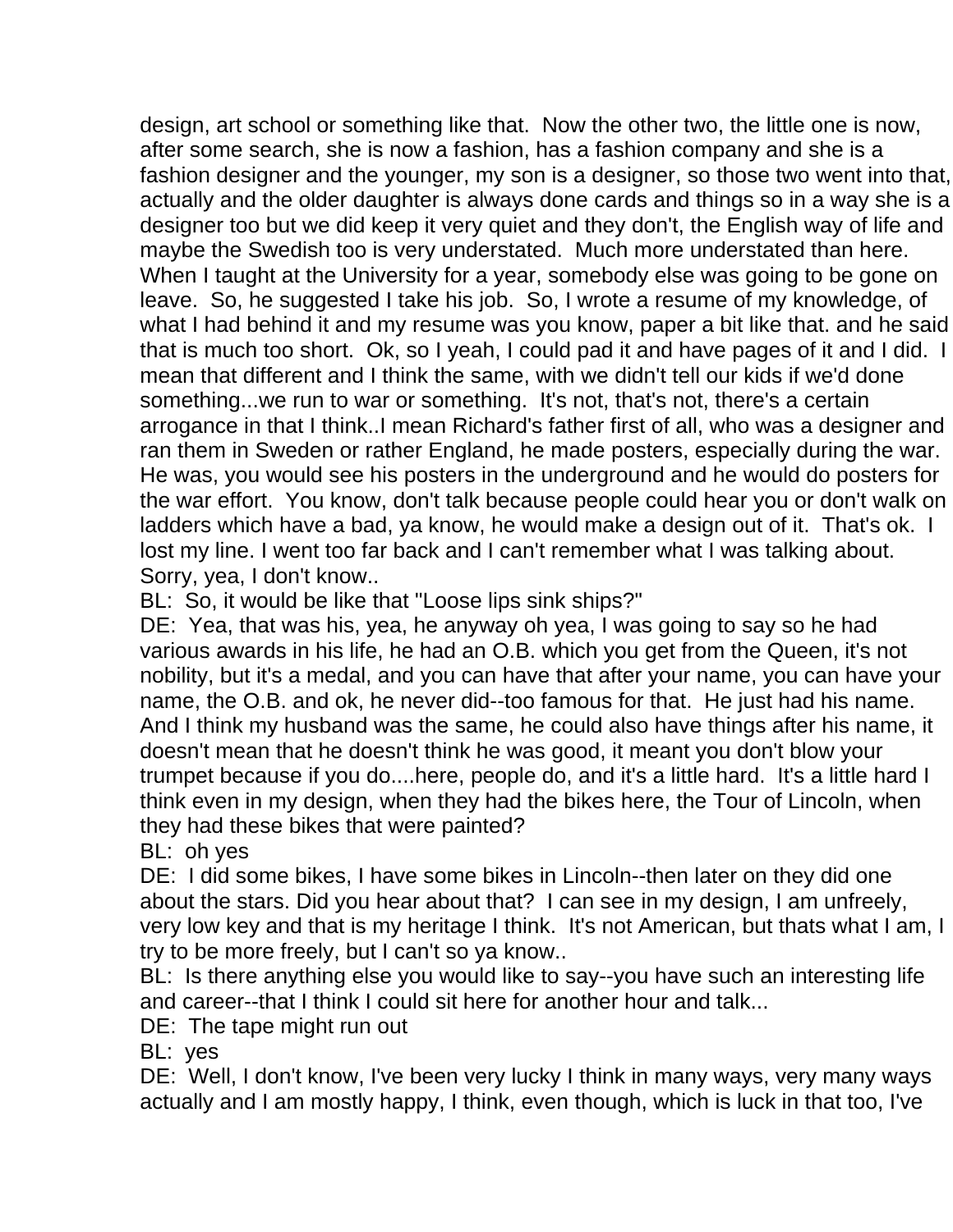design, art school or something like that. Now the other two, the little one is now, after some search, she is now a fashion, has a fashion company and she is a fashion designer and the younger, my son is a designer, so those two went into that, actually and the older daughter is always done cards and things so in a way she is a designer too but we did keep it very quiet and they don't, the English way of life and maybe the Swedish too is very understated. Much more understated than here. When I taught at the University for a year, somebody else was going to be gone on leave. So, he suggested I take his job. So, I wrote a resume of my knowledge, of what I had behind it and my resume was you know, paper a bit like that. and he said that is much too short. Ok, so I yeah, I could pad it and have pages of it and I did. I mean that different and I think the same, with we didn't tell our kids if we'd done something...we run to war or something. It's not, that's not, there's a certain arrogance in that I think..I mean Richard's father first of all, who was a designer and ran them in Sweden or rather England, he made posters, especially during the war. He was, you would see his posters in the underground and he would do posters for the war effort. You know, don't talk because people could hear you or don't walk on ladders which have a bad, ya know, he would make a design out of it. That's ok. I lost my line. I went too far back and I can't remember what I was talking about. Sorry, yea, I don't know..

BL: So, it would be like that "Loose lips sink ships?"

DE: Yea, that was his, yea, he anyway oh yea, I was going to say so he had various awards in his life, he had an O.B. which you get from the Queen, it's not nobility, but it's a medal, and you can have that after your name, you can have your name, the O.B. and ok, he never did--too famous for that. He just had his name. And I think my husband was the same, he could also have things after his name, it doesn't mean that he doesn't think he was good, it meant you don't blow your trumpet because if you do....here, people do, and it's a little hard. It's a little hard I think even in my design, when they had the bikes here, the Tour of Lincoln, when they had these bikes that were painted?

BL: oh yes

DE: I did some bikes, I have some bikes in Lincoln--then later on they did one about the stars. Did you hear about that? I can see in my design, I am unfreely, very low key and that is my heritage I think. It's not American, but thats what I am, I try to be more freely, but I can't so ya know..

BL: Is there anything else you would like to say--you have such an interesting life and career--that I think I could sit here for another hour and talk...

DE: The tape might run out

BL: yes

DE: Well, I don't know, I've been very lucky I think in many ways, very many ways actually and I am mostly happy, I think, even though, which is luck in that too, I've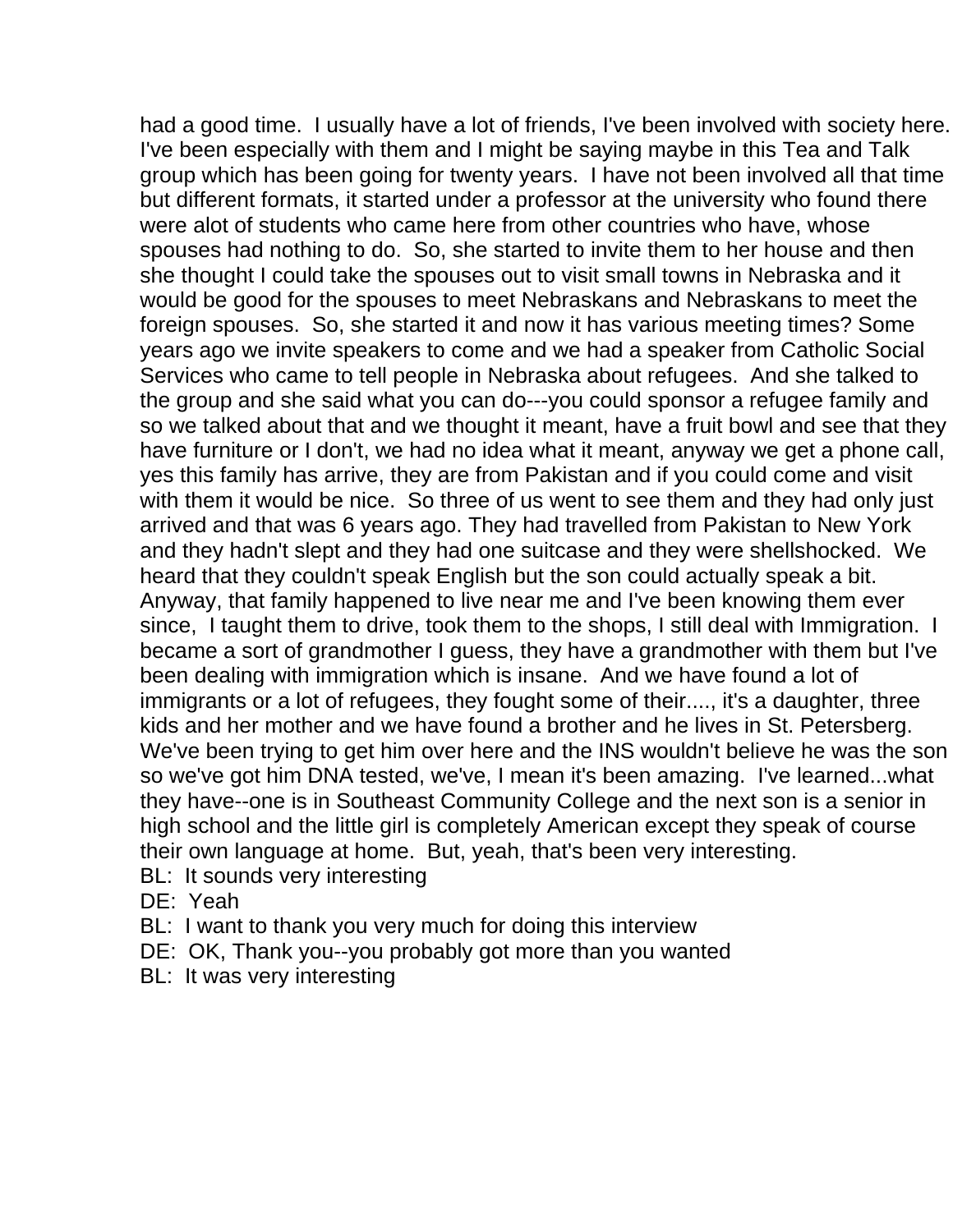had a good time. I usually have a lot of friends, I've been involved with society here. I've been especially with them and I might be saying maybe in this Tea and Talk group which has been going for twenty years. I have not been involved all that time but different formats, it started under a professor at the university who found there were alot of students who came here from other countries who have, whose spouses had nothing to do. So, she started to invite them to her house and then she thought I could take the spouses out to visit small towns in Nebraska and it would be good for the spouses to meet Nebraskans and Nebraskans to meet the foreign spouses. So, she started it and now it has various meeting times? Some years ago we invite speakers to come and we had a speaker from Catholic Social Services who came to tell people in Nebraska about refugees. And she talked to the group and she said what you can do---you could sponsor a refugee family and so we talked about that and we thought it meant, have a fruit bowl and see that they have furniture or I don't, we had no idea what it meant, anyway we get a phone call, yes this family has arrive, they are from Pakistan and if you could come and visit with them it would be nice. So three of us went to see them and they had only just arrived and that was 6 years ago. They had travelled from Pakistan to New York and they hadn't slept and they had one suitcase and they were shellshocked. We heard that they couldn't speak English but the son could actually speak a bit. Anyway, that family happened to live near me and I've been knowing them ever since, I taught them to drive, took them to the shops, I still deal with Immigration. I became a sort of grandmother I guess, they have a grandmother with them but I've been dealing with immigration which is insane. And we have found a lot of immigrants or a lot of refugees, they fought some of their...., it's a daughter, three kids and her mother and we have found a brother and he lives in St. Petersberg. We've been trying to get him over here and the INS wouldn't believe he was the son so we've got him DNA tested, we've, I mean it's been amazing. I've learned...what they have--one is in Southeast Community College and the next son is a senior in high school and the little girl is completely American except they speak of course their own language at home. But, yeah, that's been very interesting.

BL: It sounds very interesting

DE: Yeah

BL: I want to thank you very much for doing this interview

DE: OK, Thank you--you probably got more than you wanted

BL: It was very interesting